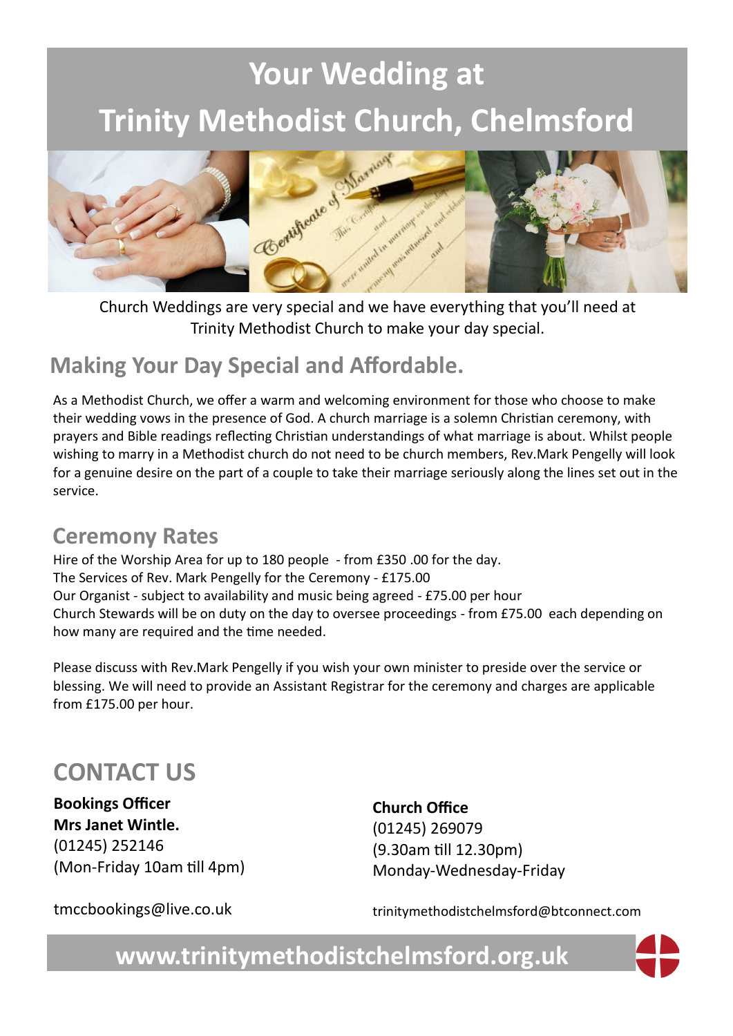# Your Wedding at Trinity Methodist Church, Chelmsford

Church Weddings are very special and we have everything that you'll need at Trinity Methodist Church to make your day special.

## Making Your Day Special and Affordable.

As a Methodist Church, we offer a warm and welcoming environment for those who choose to make their wedding vows in the presence of God. A church marriage is a solemn Christian ceremony, with prayers and Bible readings reflecting Christian understandings of what marriage is about. Whilst people wishing to marry in a Methodist church do not need to be church members, Rev.Mark Pengelly will look for a genuine desire on the part of a couple to take their marriage seriously along the lines set out in the service.

## Ceremony Rates

Hire of the Worship Area for up to 180 people - from £350 .00 for the day.
The Services of Rev. Mark Pengelly for the Ceremony - £175.00
Our Organist - subject to availability and music being agreed - £75.00 per hour
Church Stewards will be on duty on the day to oversee proceedings - from £75.00 each depending on how many are required and the time needed.

Please discuss with Rev.Mark Pengelly if you wish your own minister to preside over the service or blessing. We will need to provide an Assistant Registrar for the ceremony and charges are applicable from £175.00 per hour.

## CONTACT US

**Bookings Officer**
**Mrs Janet Wintle.**
(01245) 252146
(Mon-Friday 10am till 4pm)

tmccbookings@live.co.uk

**Church Office**
(01245) 269079
(9.30am till 12.30pm)
Monday-Wednesday-Friday

trinitymethodistchelmsford@btconnect.com

**www.trinitymethodistchelmsford.org.uk**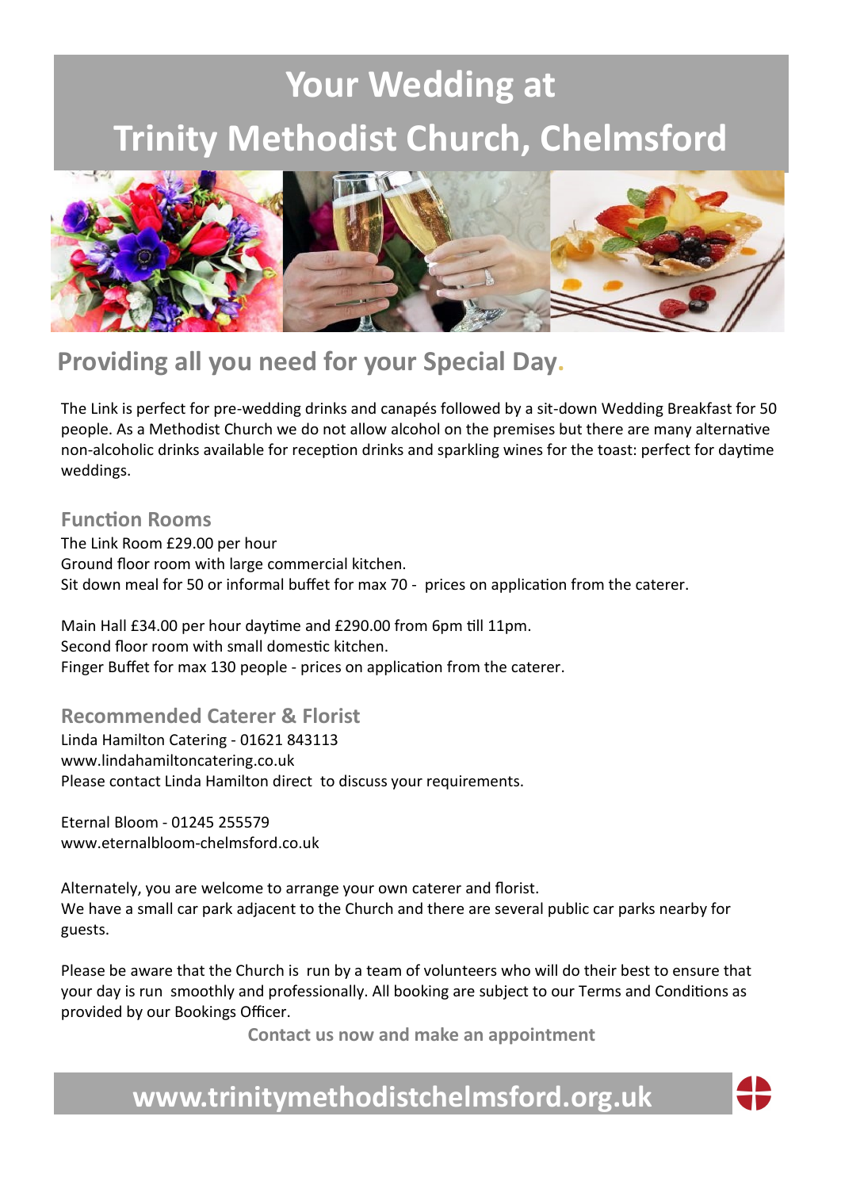# Your Wedding at Trinity Methodist Church, Chelmsford

## Providing all you need for your Special Day.

The Link is perfect for pre-wedding drinks and canapés followed by a sit-down Wedding Breakfast for 50 people. As a Methodist Church we do not allow alcohol on the premises but there are many alternative non-alcoholic drinks available for reception drinks and sparkling wines for the toast: perfect for daytime weddings.

### Function Rooms

The Link Room £29.00 per hour
Ground floor room with large commercial kitchen.
Sit down meal for 50 or informal buffet for max 70 - prices on application from the caterer.

Main Hall £34.00 per hour daytime and £290.00 from 6pm till 11pm.
Second floor room with small domestic kitchen.
Finger Buffet for max 130 people - prices on application from the caterer.

### Recommended Caterer & Florist

Linda Hamilton Catering - 01621 843113
www.lindahamiltoncatering.co.uk
Please contact Linda Hamilton direct to discuss your requirements.

Eternal Bloom - 01245 255579
www.eternalbloom-chelmsford.co.uk

Alternately, you are welcome to arrange your own caterer and florist.
We have a small car park adjacent to the Church and there are several public car parks nearby for guests.

Please be aware that the Church is run by a team of volunteers who will do their best to ensure that your day is run smoothly and professionally. All booking are subject to our Terms and Conditions as provided by our Bookings Officer.

**Contact us now and make an appointment**

**www.trinitymethodistchelmsford.org.uk**